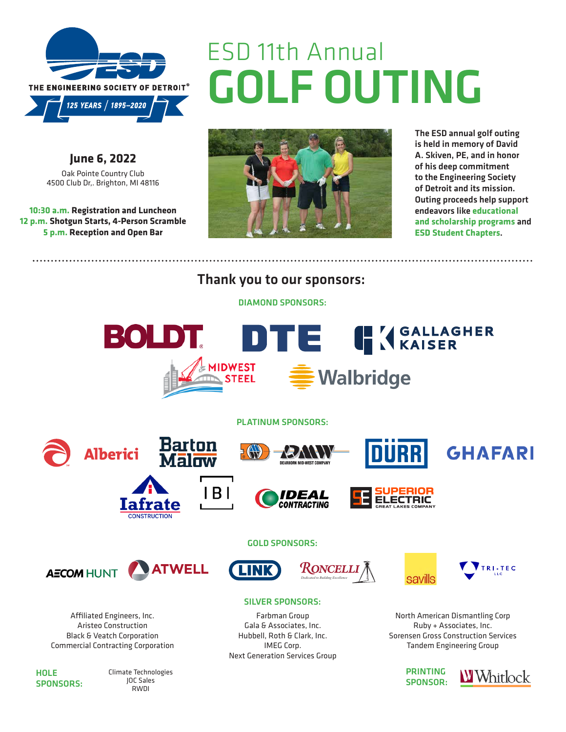THE ENGINEERING SOCIETY OF DETROIT®

125 YEARS / 1895–2020

# ESD 11th Annual GOLF OUTING

**June 6, 2022**

Oak Pointe Country Club
4500 Club Dr,. Brighton, MI 48116

**10:30 a.m.** **Registration and Luncheon**
**12 p.m.** **Shotgun Starts, 4-Person Scramble**
**5 p.m.** **Reception and Open Bar**

**The ESD annual golf outing is held in memory of David A. Skiven, PE, and in honor of his deep commitment to the Engineering Society of Detroit and its mission. Outing proceeds help support endeavors like educational and scholarship programs and ESD Student Chapters.**

## Thank you to our sponsors:

### DIAMOND SPONSORS:

BOLDT, DTE, GALLAGHER KAISER, MIDWEST STEEL, Walbridge

### PLATINUM SPONSORS:

Alberici, Barton Malow, DMW DEARBORN MID-WEST COMPANY, DÜRR, GHAFARI, Iafrate CONSTRUCTION, IBI, IDEAL CONTRACTING, SUPERIOR ELECTRIC GREAT LAKES COMPANY

### GOLD SPONSORS:

AECOM HUNT, ATWELL, LINK, RONCELLI, savills, TRI-TEC LLC

### SILVER SPONSORS:

Affiliated Engineers, Inc.
Aristeo Construction
Black & Veatch Corporation
Commercial Contracting Corporation

Farbman Group
Gala & Associates, Inc.
Hubbell, Roth & Clark, Inc.
IMEG Corp.
Next Generation Services Group

North American Dismantling Corp
Ruby + Associates, Inc.
Sorensen Gross Construction Services
Tandem Engineering Group

### HOLE SPONSORS:

Climate Technologies
JOC Sales
RWDI

### PRINTING SPONSOR:

Whitlock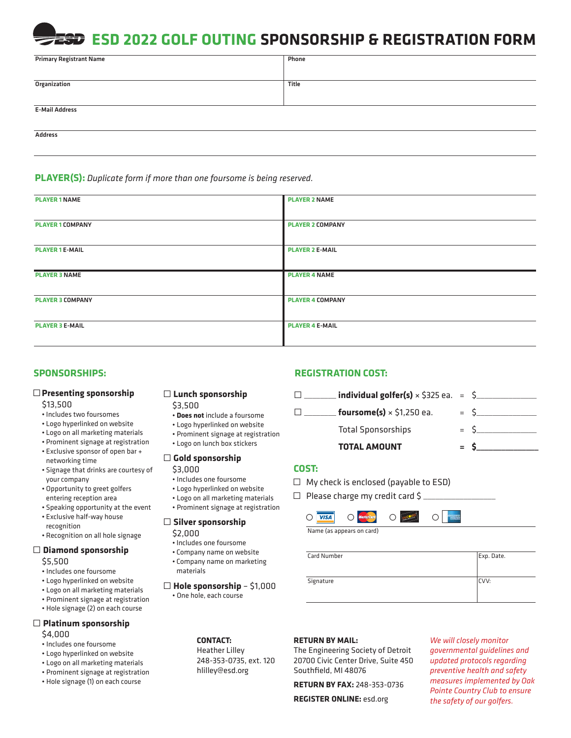# ESD 2022 GOLF OUTING SPONSORSHIP & REGISTRATION FORM

| | |
|---|---|
| **Primary Registrant Name** | **Phone** |
| **Organization** | **Title** |
| **E-Mail Address** | |
| **Address** | |

**PLAYER(S):** *Duplicate form if more than one foursome is being reserved.*

| | |
|---|---|
| **PLAYER 1 NAME** | **PLAYER 2 NAME** |
| **PLAYER 1 COMPANY** | **PLAYER 2 COMPANY** |
| **PLAYER 1 E-MAIL** | **PLAYER 2 E-MAIL** |
| **PLAYER 3 NAME** | **PLAYER 4 NAME** |
| **PLAYER 3 COMPANY** | **PLAYER 4 COMPANY** |
| **PLAYER 3 E-MAIL** | **PLAYER 4 E-MAIL** |

## SPONSORSHIPS:

☐ **Presenting sponsorship**
$13,500
- Includes two foursomes
- Logo hyperlinked on website
- Logo on all marketing materials
- Prominent signage at registration
- Exclusive sponsor of open bar + networking time
- Signage that drinks are courtesy of your company
- Opportunity to greet golfers entering reception area
- Speaking opportunity at the event
- Exclusive half-way house recognition
- Recognition on all hole signage

☐ **Diamond sponsorship**
$5,500
- Includes one foursome
- Logo hyperlinked on website
- Logo on all marketing materials
- Prominent signage at registration
- Hole signage (2) on each course

☐ **Platinum sponsorship**
$4,000
- Includes one foursome
- Logo hyperlinked on website
- Logo on all marketing materials
- Prominent signage at registration
- Hole signage (1) on each course

☐ **Lunch sponsorship**
$3,500
- **Does not** include a foursome
- Logo hyperlinked on website
- Prominent signage at registration
- Logo on lunch box stickers

☐ **Gold sponsorship**
$3,000
- Includes one foursome
- Logo hyperlinked on website
- Logo on all marketing materials
- Prominent signage at registration

☐ **Silver sponsorship**
$2,000
- Includes one foursome
- Company name on website
- Company name on marketing materials

☐ **Hole sponsorship** – $1,000
- One hole, each course

## REGISTRATION COST:

☐ _______ **individual golfer(s)** × $325 ea. = $____________

☐ _______ **foursome(s)** × $1,250 ea. = $____________

Total Sponsorships = $____________

**TOTAL AMOUNT = $____________**

## COST:

☐ My check is enclosed (payable to ESD)

☐ Please charge my credit card $ ______________

○ VISA ○ MasterCard ○ Discover ○ American Express

| | |
|---|---|
| Name (as appears on card) | |
| Card Number | Exp. Date. |
| Signature | CVV: |

**CONTACT:**
Heather Lilley
248-353-0735, ext. 120
hlilley@esd.org

**RETURN BY MAIL:**
The Engineering Society of Detroit
20700 Civic Center Drive, Suite 450
Southfield, MI 48076

**RETURN BY FAX:** 248-353-0736

**REGISTER ONLINE:** esd.org

*We will closely monitor governmental guidelines and updated protocols regarding preventive health and safety measures implemented by Oak Pointe Country Club to ensure the safety of our golfers.*